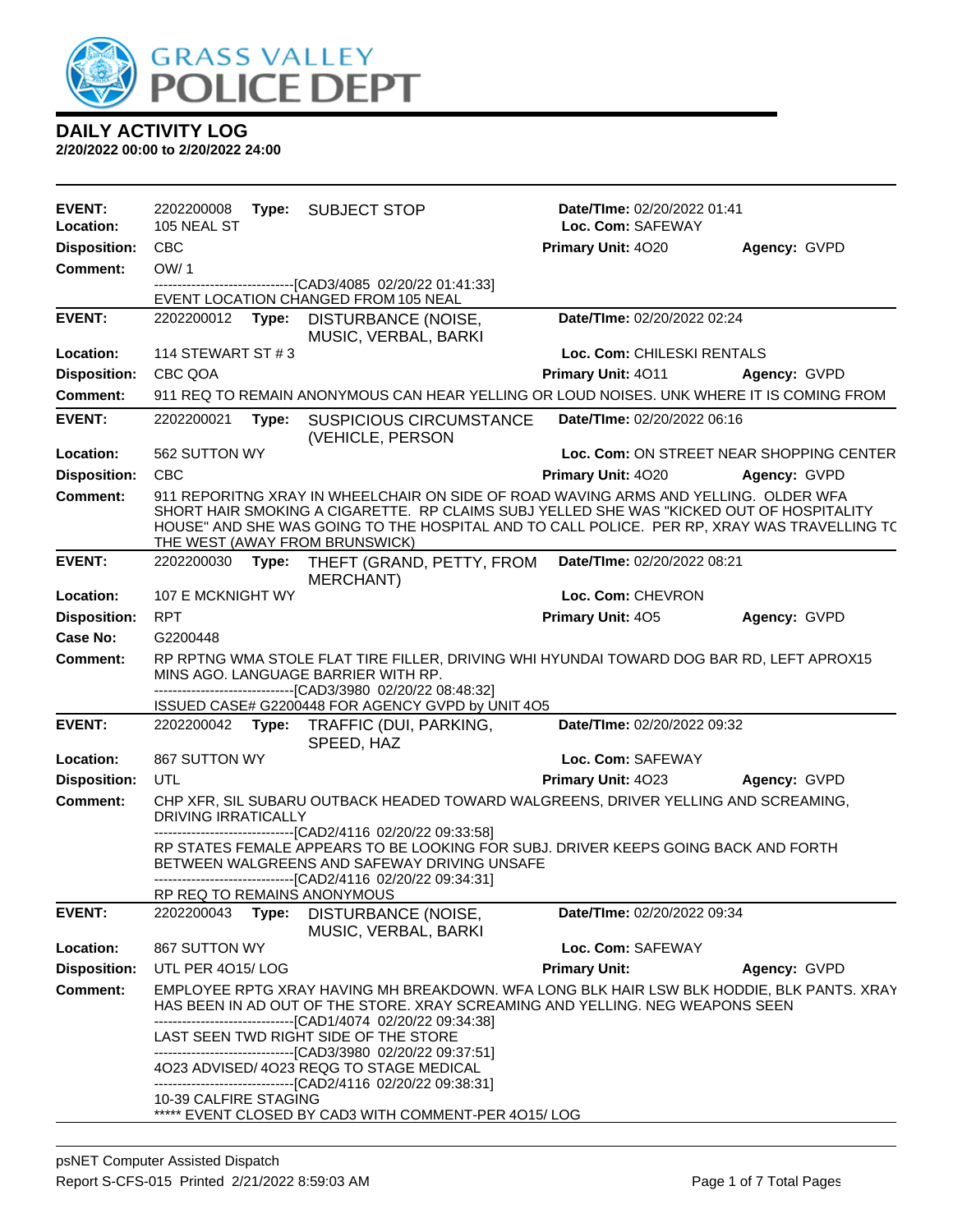# GRASS VALLEY POLICE DEPT

## DAILY ACTIVITY LOG

**2/20/2022 00:00 to 2/20/2022 24:00**

---

**EVENT:** 2202200008 **Type:** SUBJECT STOP **Date/TIme:** 02/20/2022 01:41
**Location:** 105 NEAL ST **Loc. Com:** SAFEWAY
**Disposition:** CBC **Primary Unit:** 4O20 **Agency:** GVPD
**Comment:** OW/ 1
------------------------------[CAD3/4085 02/20/22 01:41:33]
EVENT LOCATION CHANGED FROM 105 NEAL

---

**EVENT:** 2202200012 **Type:** DISTURBANCE (NOISE, MUSIC, VERBAL, BARKI **Date/TIme:** 02/20/2022 02:24
**Location:** 114 STEWART ST # 3 **Loc. Com:** CHILESKI RENTALS
**Disposition:** CBC QOA **Primary Unit:** 4O11 **Agency:** GVPD
**Comment:** 911 REQ TO REMAIN ANONYMOUS CAN HEAR YELLING OR LOUD NOISES. UNK WHERE IT IS COMING FROM

---

**EVENT:** 2202200021 **Type:** SUSPICIOUS CIRCUMSTANCE (VEHICLE, PERSON **Date/TIme:** 02/20/2022 06:16
**Location:** 562 SUTTON WY **Loc. Com:** ON STREET NEAR SHOPPING CENTER
**Disposition:** CBC **Primary Unit:** 4O20 **Agency:** GVPD
**Comment:** 911 REPORITNG XRAY IN WHEELCHAIR ON SIDE OF ROAD WAVING ARMS AND YELLING. OLDER WFA SHORT HAIR SMOKING A CIGARETTE. RP CLAIMS SUBJ YELLED SHE WAS "KICKED OUT OF HOSPITALITY HOUSE" AND SHE WAS GOING TO THE HOSPITAL AND TO CALL POLICE. PER RP, XRAY WAS TRAVELLING TO THE WEST (AWAY FROM BRUNSWICK)

---

**EVENT:** 2202200030 **Type:** THEFT (GRAND, PETTY, FROM MERCHANT) **Date/TIme:** 02/20/2022 08:21
**Location:** 107 E MCKNIGHT WY **Loc. Com:** CHEVRON
**Disposition:** RPT **Primary Unit:** 4O5 **Agency:** GVPD
**Case No:** G2200448
**Comment:** RP RPTNG WMA STOLE FLAT TIRE FILLER, DRIVING WHI HYUNDAI TOWARD DOG BAR RD, LEFT APROX15 MINS AGO. LANGUAGE BARRIER WITH RP.
------------------------------[CAD3/3980 02/20/22 08:48:32]
ISSUED CASE# G2200448 FOR AGENCY GVPD by UNIT 4O5

---

**EVENT:** 2202200042 **Type:** TRAFFIC (DUI, PARKING, SPEED, HAZ **Date/TIme:** 02/20/2022 09:32
**Location:** 867 SUTTON WY **Loc. Com:** SAFEWAY
**Disposition:** UTL **Primary Unit:** 4O23 **Agency:** GVPD
**Comment:** CHP XFR, SIL SUBARU OUTBACK HEADED TOWARD WALGREENS, DRIVER YELLING AND SCREAMING, DRIVING IRRATICALLY
------------------------------[CAD2/4116 02/20/22 09:33:58]
RP STATES FEMALE APPEARS TO BE LOOKING FOR SUBJ. DRIVER KEEPS GOING BACK AND FORTH BETWEEN WALGREENS AND SAFEWAY DRIVING UNSAFE
------------------------------[CAD2/4116 02/20/22 09:34:31]
RP REQ TO REMAINS ANONYMOUS

---

**EVENT:** 2202200043 **Type:** DISTURBANCE (NOISE, MUSIC, VERBAL, BARKI **Date/TIme:** 02/20/2022 09:34
**Location:** 867 SUTTON WY **Loc. Com:** SAFEWAY
**Disposition:** UTL PER 4O15/ LOG **Primary Unit:** **Agency:** GVPD
**Comment:** EMPLOYEE RPTG XRAY HAVING MH BREAKDOWN. WFA LONG BLK HAIR LSW BLK HODDIE, BLK PANTS. XRAY HAS BEEN IN AD OUT OF THE STORE. XRAY SCREAMING AND YELLING. NEG WEAPONS SEEN
------------------------------[CAD1/4074 02/20/22 09:34:38]
LAST SEEN TWD RIGHT SIDE OF THE STORE
------------------------------[CAD3/3980 02/20/22 09:37:51]
4O23 ADVISED/ 4O23 REQG TO STAGE MEDICAL
------------------------------[CAD2/4116 02/20/22 09:38:31]
10-39 CALFIRE STAGING
***** EVENT CLOSED BY CAD3 WITH COMMENT-PER 4O15/ LOG

---

psNET Computer Assisted Dispatch
Report S-CFS-015 Printed 2/21/2022 8:59:03 AM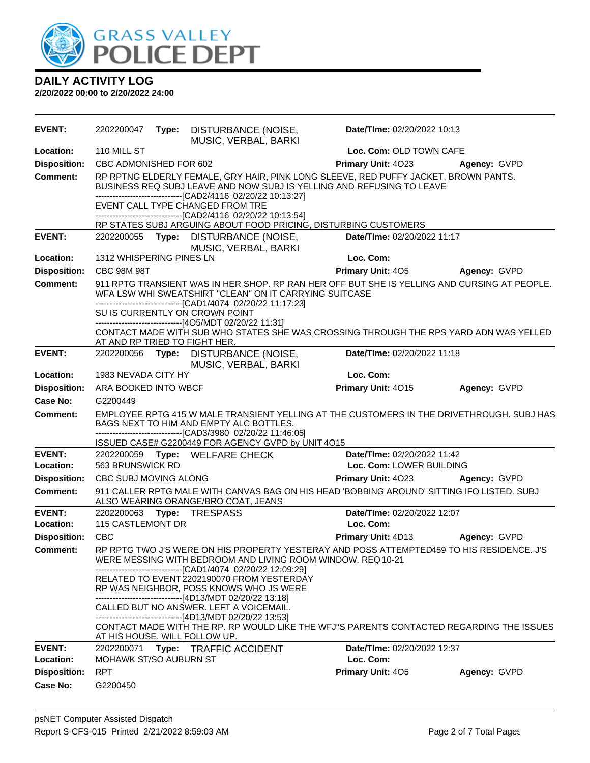# GRASS VALLEY POLICE DEPT

## DAILY ACTIVITY LOG

**2/20/2022 00:00 to 2/20/2022 24:00**

---

**EVENT:** 2202200047 **Type:** DISTURBANCE (NOISE, MUSIC, VERBAL, BARKI **Date/TIme:** 02/20/2022 10:13
**Location:** 110 MILL ST **Loc. Com:** OLD TOWN CAFE
**Disposition:** CBC ADMONISHED FOR 602 **Primary Unit:** 4O23 **Agency:** GVPD
**Comment:** RP RPTNG ELDERLY FEMALE, GRY HAIR, PINK LONG SLEEVE, RED PUFFY JACKET, BROWN PANTS. BUSINESS REQ SUBJ LEAVE AND NOW SUBJ IS YELLING AND REFUSING TO LEAVE
------------------------------[CAD2/4116 02/20/22 10:13:27]
EVENT CALL TYPE CHANGED FROM TRE
------------------------------[CAD2/4116 02/20/22 10:13:54]
RP STATES SUBJ ARGUING ABOUT FOOD PRICING, DISTURBING CUSTOMERS

---

**EVENT:** 2202200055 **Type:** DISTURBANCE (NOISE, MUSIC, VERBAL, BARKI **Date/TIme:** 02/20/2022 11:17
**Location:** 1312 WHISPERING PINES LN **Loc. Com:**
**Disposition:** CBC 98M 98T **Primary Unit:** 4O5 **Agency:** GVPD
**Comment:** 911 RPTG TRANSIENT WAS IN HER SHOP. RP RAN HER OFF BUT SHE IS YELLING AND CURSING AT PEOPLE. WFA LSW WHI SWEATSHIRT "CLEAN" ON IT CARRYING SUITCASE
------------------------------[CAD1/4074 02/20/22 11:17:23]
SU IS CURRENTLY ON CROWN POINT
------------------------------[4O5/MDT 02/20/22 11:31]
CONTACT MADE WITH SUB WHO STATES SHE WAS CROSSING THROUGH THE RPS YARD ADN WAS YELLED AT AND RP TRIED TO FIGHT HER.

---

**EVENT:** 2202200056 **Type:** DISTURBANCE (NOISE, MUSIC, VERBAL, BARKI **Date/TIme:** 02/20/2022 11:18
**Location:** 1983 NEVADA CITY HY **Loc. Com:**
**Disposition:** ARA BOOKED INTO WBCF **Primary Unit:** 4O15 **Agency:** GVPD
**Case No:** G2200449
**Comment:** EMPLOYEE RPTG 415 W MALE TRANSIENT YELLING AT THE CUSTOMERS IN THE DRIVETHROUGH. SUBJ HAS BAGS NEXT TO HIM AND EMPTY ALC BOTTLES.
------------------------------[CAD3/3980 02/20/22 11:46:05]
ISSUED CASE# G2200449 FOR AGENCY GVPD by UNIT 4O15

---

**EVENT:** 2202200059 **Type:** WELFARE CHECK **Date/TIme:** 02/20/2022 11:42
**Location:** 563 BRUNSWICK RD **Loc. Com:** LOWER BUILDING
**Disposition:** CBC SUBJ MOVING ALONG **Primary Unit:** 4O23 **Agency:** GVPD
**Comment:** 911 CALLER RPTG MALE WITH CANVAS BAG ON HIS HEAD 'BOBBING AROUND' SITTING IFO LISTED. SUBJ ALSO WEARING ORANGE/BRO COAT, JEANS

---

**EVENT:** 2202200063 **Type:** TRESPASS **Date/TIme:** 02/20/2022 12:07
**Location:** 115 CASTLEMONT DR **Loc. Com:**
**Disposition:** CBC **Primary Unit:** 4D13 **Agency:** GVPD
**Comment:** RP RPTG TWO J'S WERE ON HIS PROPERTY YESTERAY AND POSS ATTEMPTED459 TO HIS RESIDENCE. J'S WERE MESSING WITH BEDROOM AND LIVING ROOM WINDOW. REQ 10-21
------------------------------[CAD1/4074 02/20/22 12:09:29]
RELATED TO EVENT 2202190070 FROM YESTERDAY
RP WAS NEIGHBOR, POSS KNOWS WHO JS WERE
------------------------------[4D13/MDT 02/20/22 13:18]
CALLED BUT NO ANSWER. LEFT A VOICEMAIL.
------------------------------[4D13/MDT 02/20/22 13:53]
CONTACT MADE WITH THE RP. RP WOULD LIKE THE WFJ"S PARENTS CONTACTED REGARDING THE ISSUES AT HIS HOUSE. WILL FOLLOW UP.

---

**EVENT:** 2202200071 **Type:** TRAFFIC ACCIDENT **Date/TIme:** 02/20/2022 12:37
**Location:** MOHAWK ST/SO AUBURN ST **Loc. Com:**
**Disposition:** RPT **Primary Unit:** 4O5 **Agency:** GVPD
**Case No:** G2200450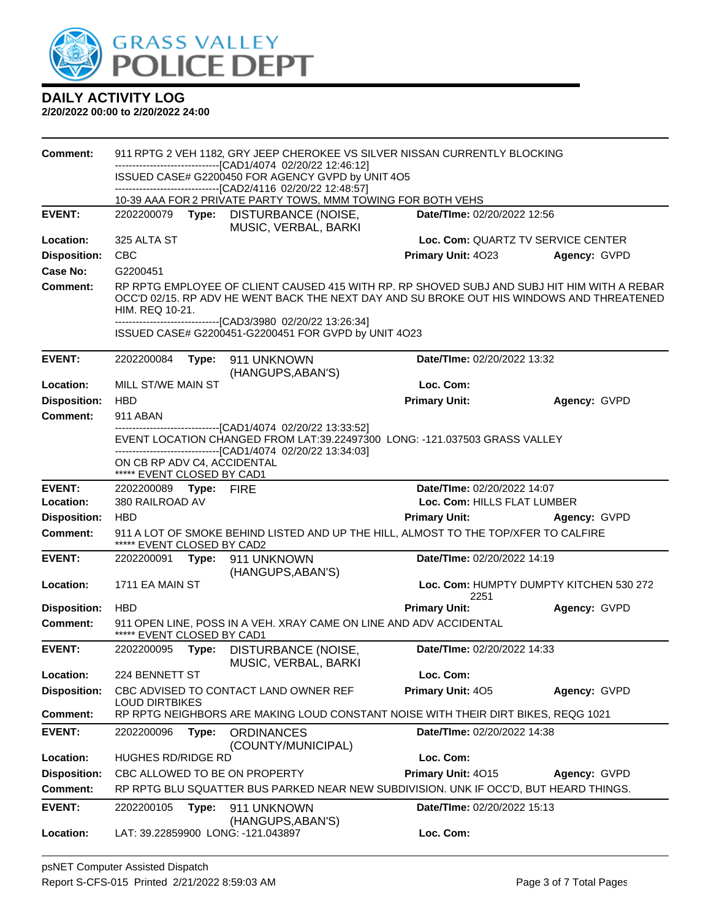# DAILY ACTIVITY LOG

**2/20/2022 00:00 to 2/20/2022 24:00**

**Comment:** 911 RPTG 2 VEH 1182, GRY JEEP CHEROKEE VS SILVER NISSAN CURRENTLY BLOCKING
------------------------------[CAD1/4074 02/20/22 12:46:12]
ISSUED CASE# G2200450 FOR AGENCY GVPD by UNIT 4O5
------------------------------[CAD2/4116 02/20/22 12:48:57]
10-39 AAA FOR 2 PRIVATE PARTY TOWS, MMM TOWING FOR BOTH VEHS

---

**EVENT:** 2202200079 **Type:** DISTURBANCE (NOISE, MUSIC, VERBAL, BARKI **Date/TIme:** 02/20/2022 12:56
**Location:** 325 ALTA ST **Loc. Com:** QUARTZ TV SERVICE CENTER
**Disposition:** CBC **Primary Unit:** 4O23 **Agency:** GVPD
**Case No:** G2200451
**Comment:** RP RPTG EMPLOYEE OF CLIENT CAUSED 415 WITH RP. RP SHOVED SUBJ AND SUBJ HIT HIM WITH A REBAR OCC'D 02/15. RP ADV HE WENT BACK THE NEXT DAY AND SU BROKE OUT HIS WINDOWS AND THREATENED HIM. REQ 10-21.
------------------------------[CAD3/3980 02/20/22 13:26:34]
ISSUED CASE# G2200451-G2200451 FOR GVPD by UNIT 4O23

---

**EVENT:** 2202200084 **Type:** 911 UNKNOWN (HANGUPS,ABAN'S) **Date/TIme:** 02/20/2022 13:32
**Location:** MILL ST/WE MAIN ST **Loc. Com:**
**Disposition:** HBD **Primary Unit:** **Agency:** GVPD
**Comment:** 911 ABAN
------------------------------[CAD1/4074 02/20/22 13:33:52]
EVENT LOCATION CHANGED FROM LAT:39.22497300 LONG: -121.037503 GRASS VALLEY
------------------------------[CAD1/4074 02/20/22 13:34:03]
ON CB RP ADV C4, ACCIDENTAL
***** EVENT CLOSED BY CAD1

---

**EVENT:** 2202200089 **Type:** FIRE **Date/TIme:** 02/20/2022 14:07
**Location:** 380 RAILROAD AV **Loc. Com:** HILLS FLAT LUMBER
**Disposition:** HBD **Primary Unit:** **Agency:** GVPD
**Comment:** 911 A LOT OF SMOKE BEHIND LISTED AND UP THE HILL, ALMOST TO THE TOP/XFER TO CALFIRE
***** EVENT CLOSED BY CAD2

---

**EVENT:** 2202200091 **Type:** 911 UNKNOWN (HANGUPS,ABAN'S) **Date/TIme:** 02/20/2022 14:19
**Location:** 1711 EA MAIN ST **Loc. Com:** HUMPTY DUMPTY KITCHEN 530 272 2251
**Disposition:** HBD **Primary Unit:** **Agency:** GVPD
**Comment:** 911 OPEN LINE, POSS IN A VEH. XRAY CAME ON LINE AND ADV ACCIDENTAL
***** EVENT CLOSED BY CAD1

---

**EVENT:** 2202200095 **Type:** DISTURBANCE (NOISE, MUSIC, VERBAL, BARKI **Date/TIme:** 02/20/2022 14:33
**Location:** 224 BENNETT ST **Loc. Com:**
**Disposition:** CBC ADVISED TO CONTACT LAND OWNER REF LOUD DIRTBIKES **Primary Unit:** 4O5 **Agency:** GVPD
**Comment:** RP RPTG NEIGHBORS ARE MAKING LOUD CONSTANT NOISE WITH THEIR DIRT BIKES, REQG 1021

---

**EVENT:** 2202200096 **Type:** ORDINANCES (COUNTY/MUNICIPAL) **Date/TIme:** 02/20/2022 14:38
**Location:** HUGHES RD/RIDGE RD **Loc. Com:**
**Disposition:** CBC ALLOWED TO BE ON PROPERTY **Primary Unit:** 4O15 **Agency:** GVPD
**Comment:** RP RPTG BLU SQUATTER BUS PARKED NEAR NEW SUBDIVISION. UNK IF OCC'D, BUT HEARD THINGS.

---

**EVENT:** 2202200105 **Type:** 911 UNKNOWN (HANGUPS,ABAN'S) **Date/TIme:** 02/20/2022 15:13
**Location:** LAT: 39.22859900 LONG: -121.043897 **Loc. Com:**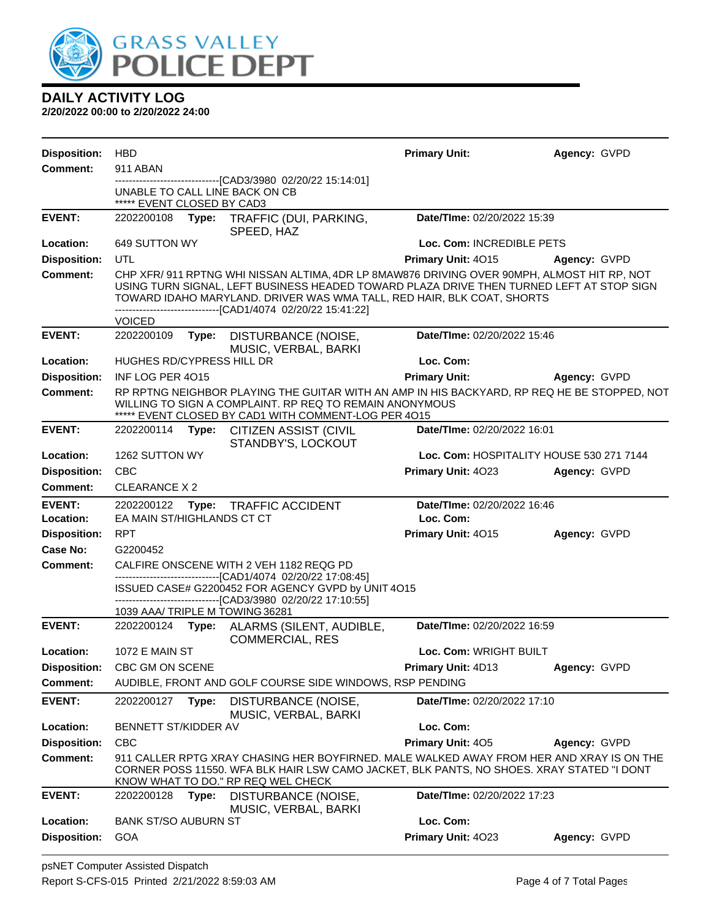# DAILY ACTIVITY LOG

**2/20/2022 00:00 to 2/20/2022 24:00**

**Disposition:** HBD | **Primary Unit:** | **Agency:** GVPD

**Comment:** 911 ABAN
------------------------------[CAD3/3980 02/20/22 15:14:01]
UNABLE TO CALL LINE BACK ON CB
***** EVENT CLOSED BY CAD3

---

**EVENT:** 2202200108 **Type:** TRAFFIC (DUI, PARKING, SPEED, HAZ | **Date/TIme:** 02/20/2022 15:39

**Location:** 649 SUTTON WY | **Loc. Com:** INCREDIBLE PETS

**Disposition:** UTL | **Primary Unit:** 4O15 | **Agency:** GVPD

**Comment:** CHP XFR/ 911 RPTNG WHI NISSAN ALTIMA, 4DR LP 8MAW876 DRIVING OVER 90MPH, ALMOST HIT RP, NOT USING TURN SIGNAL, LEFT BUSINESS HEADED TOWARD PLAZA DRIVE THEN TURNED LEFT AT STOP SIGN TOWARD IDAHO MARYLAND. DRIVER WAS WMA TALL, RED HAIR, BLK COAT, SHORTS
------------------------------[CAD1/4074 02/20/22 15:41:22]
VOICED

---

**EVENT:** 2202200109 **Type:** DISTURBANCE (NOISE, MUSIC, VERBAL, BARKI | **Date/TIme:** 02/20/2022 15:46

**Location:** HUGHES RD/CYPRESS HILL DR | **Loc. Com:**

**Disposition:** INF LOG PER 4O15 | **Primary Unit:** | **Agency:** GVPD

**Comment:** RP RPTNG NEIGHBOR PLAYING THE GUITAR WITH AN AMP IN HIS BACKYARD, RP REQ HE BE STOPPED, NOT WILLING TO SIGN A COMPLAINT. RP REQ TO REMAIN ANONYMOUS
***** EVENT CLOSED BY CAD1 WITH COMMENT-LOG PER 4O15

---

**EVENT:** 2202200114 **Type:** CITIZEN ASSIST (CIVIL STANDBY'S, LOCKOUT | **Date/TIme:** 02/20/2022 16:01

**Location:** 1262 SUTTON WY | **Loc. Com:** HOSPITALITY HOUSE 530 271 7144

**Disposition:** CBC | **Primary Unit:** 4O23 | **Agency:** GVPD

**Comment:** CLEARANCE X 2

---

**EVENT:** 2202200122 **Type:** TRAFFIC ACCIDENT | **Date/TIme:** 02/20/2022 16:46

**Location:** EA MAIN ST/HIGHLANDS CT CT | **Loc. Com:**

**Disposition:** RPT | **Primary Unit:** 4O15 | **Agency:** GVPD

**Case No:** G2200452

**Comment:** CALFIRE ONSCENE WITH 2 VEH 1182 REQG PD
------------------------------[CAD1/4074 02/20/22 17:08:45]
ISSUED CASE# G2200452 FOR AGENCY GVPD by UNIT 4O15
------------------------------[CAD3/3980 02/20/22 17:10:55]
1039 AAA/ TRIPLE M TOWING 36281

---

**EVENT:** 2202200124 **Type:** ALARMS (SILENT, AUDIBLE, COMMERCIAL, RES | **Date/TIme:** 02/20/2022 16:59

**Location:** 1072 E MAIN ST | **Loc. Com:** WRIGHT BUILT

**Disposition:** CBC GM ON SCENE | **Primary Unit:** 4D13 | **Agency:** GVPD

**Comment:** AUDIBLE, FRONT AND GOLF COURSE SIDE WINDOWS, RSP PENDING

---

**EVENT:** 2202200127 **Type:** DISTURBANCE (NOISE, MUSIC, VERBAL, BARKI | **Date/TIme:** 02/20/2022 17:10

**Location:** BENNETT ST/KIDDER AV | **Loc. Com:**

**Disposition:** CBC | **Primary Unit:** 4O5 | **Agency:** GVPD

**Comment:** 911 CALLER RPTG XRAY CHASING HER BOYFIRNED. MALE WALKED AWAY FROM HER AND XRAY IS ON THE CORNER POSS 11550. WFA BLK HAIR LSW CAMO JACKET, BLK PANTS, NO SHOES. XRAY STATED "I DONT KNOW WHAT TO DO." RP REQ WEL CHECK

---

**EVENT:** 2202200128 **Type:** DISTURBANCE (NOISE, MUSIC, VERBAL, BARKI | **Date/TIme:** 02/20/2022 17:23

**Location:** BANK ST/SO AUBURN ST | **Loc. Com:**

**Disposition:** GOA | **Primary Unit:** 4O23 | **Agency:** GVPD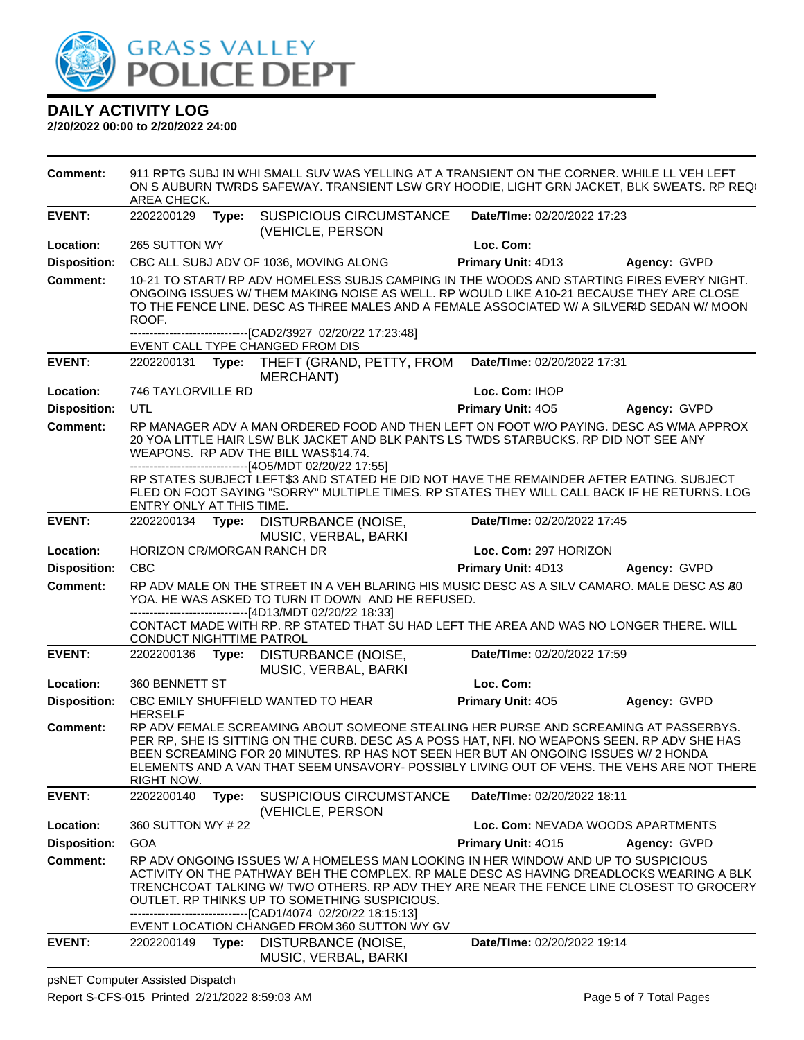# DAILY ACTIVITY LOG

**2/20/2022 00:00 to 2/20/2022 24:00**

**Comment:** 911 RPTG SUBJ IN WHI SMALL SUV WAS YELLING AT A TRANSIENT ON THE CORNER. WHILE LL VEH LEFT ON S AUBURN TWRDS SAFEWAY. TRANSIENT LSW GRY HOODIE, LIGHT GRN JACKET, BLK SWEATS. RP REQ AREA CHECK.

---

**EVENT:** 2202200129 **Type:** SUSPICIOUS CIRCUMSTANCE (VEHICLE, PERSON **Date/TIme:** 02/20/2022 17:23

**Location:** 265 SUTTON WY **Loc. Com:**

**Disposition:** CBC ALL SUBJ ADV OF 1036, MOVING ALONG **Primary Unit:** 4D13 **Agency:** GVPD

**Comment:** 10-21 TO START/ RP ADV HOMELESS SUBJS CAMPING IN THE WOODS AND STARTING FIRES EVERY NIGHT. ONGOING ISSUES W/ THEM MAKING NOISE AS WELL. RP WOULD LIKE A10-21 BECAUSE THEY ARE CLOSE TO THE FENCE LINE. DESC AS THREE MALES AND A FEMALE ASSOCIATED W/ A SILVER 4D SEDAN W/ MOON ROOF.

------------------------------[CAD2/3927 02/20/22 17:23:48]

EVENT CALL TYPE CHANGED FROM DIS

---

**EVENT:** 2202200131 **Type:** THEFT (GRAND, PETTY, FROM MERCHANT) **Date/TIme:** 02/20/2022 17:31

**Location:** 746 TAYLORVILLE RD **Loc. Com:** IHOP

**Disposition:** UTL **Primary Unit:** 4O5 **Agency:** GVPD

**Comment:** RP MANAGER ADV A MAN ORDERED FOOD AND THEN LEFT ON FOOT W/O PAYING. DESC AS WMA APPROX 20 YOA LITTLE HAIR LSW BLK JACKET AND BLK PANTS LS TWDS STARBUCKS. RP DID NOT SEE ANY WEAPONS. RP ADV THE BILL WAS$14.74.

------------------------------[4O5/MDT 02/20/22 17:55]

RP STATES SUBJECT LEFT$3 AND STATED HE DID NOT HAVE THE REMAINDER AFTER EATING. SUBJECT FLED ON FOOT SAYING "SORRY" MULTIPLE TIMES. RP STATES THEY WILL CALL BACK IF HE RETURNS. LOG ENTRY ONLY AT THIS TIME.

---

**EVENT:** 2202200134 **Type:** DISTURBANCE (NOISE, MUSIC, VERBAL, BARKI **Date/TIme:** 02/20/2022 17:45

**Location:** HORIZON CR/MORGAN RANCH DR **Loc. Com:** 297 HORIZON

**Disposition:** CBC **Primary Unit:** 4D13 **Agency:** GVPD

**Comment:** RP ADV MALE ON THE STREET IN A VEH BLARING HIS MUSIC DESC AS A SILV CAMARO. MALE DESC AS 30 YOA. HE WAS ASKED TO TURN IT DOWN AND HE REFUSED.

------------------------------[4D13/MDT 02/20/22 18:33]

CONTACT MADE WITH RP. RP STATED THAT SU HAD LEFT THE AREA AND WAS NO LONGER THERE. WILL CONDUCT NIGHTTIME PATROL

---

**EVENT:** 2202200136 **Type:** DISTURBANCE (NOISE, MUSIC, VERBAL, BARKI **Date/TIme:** 02/20/2022 17:59

**Location:** 360 BENNETT ST **Loc. Com:**

**Disposition:** CBC EMILY SHUFFIELD WANTED TO HEAR HERSELF **Primary Unit:** 4O5 **Agency:** GVPD

**Comment:** RP ADV FEMALE SCREAMING ABOUT SOMEONE STEALING HER PURSE AND SCREAMING AT PASSERBYS. PER RP, SHE IS SITTING ON THE CURB. DESC AS A POSS HAT, NFI. NO WEAPONS SEEN. RP ADV SHE HAS BEEN SCREAMING FOR 20 MINUTES. RP HAS NOT SEEN HER BUT AN ONGOING ISSUES W/ 2 HONDA ELEMENTS AND A VAN THAT SEEM UNSAVORY- POSSIBLY LIVING OUT OF VEHS. THE VEHS ARE NOT THERE RIGHT NOW.

---

**EVENT:** 2202200140 **Type:** SUSPICIOUS CIRCUMSTANCE (VEHICLE, PERSON **Date/TIme:** 02/20/2022 18:11

**Location:** 360 SUTTON WY # 22 **Loc. Com:** NEVADA WOODS APARTMENTS

**Disposition:** GOA **Primary Unit:** 4O15 **Agency:** GVPD

**Comment:** RP ADV ONGOING ISSUES W/ A HOMELESS MAN LOOKING IN HER WINDOW AND UP TO SUSPICIOUS ACTIVITY ON THE PATHWAY BEH THE COMPLEX. RP MALE DESC AS HAVING DREADLOCKS WEARING A BLK TRENCHCOAT TALKING W/ TWO OTHERS. RP ADV THEY ARE NEAR THE FENCE LINE CLOSEST TO GROCERY OUTLET. RP THINKS UP TO SOMETHING SUSPICIOUS.

------------------------------[CAD1/4074 02/20/22 18:15:13]

EVENT LOCATION CHANGED FROM 360 SUTTON WY GV

---

**EVENT:** 2202200149 **Type:** DISTURBANCE (NOISE, MUSIC, VERBAL, BARKI **Date/TIme:** 02/20/2022 19:14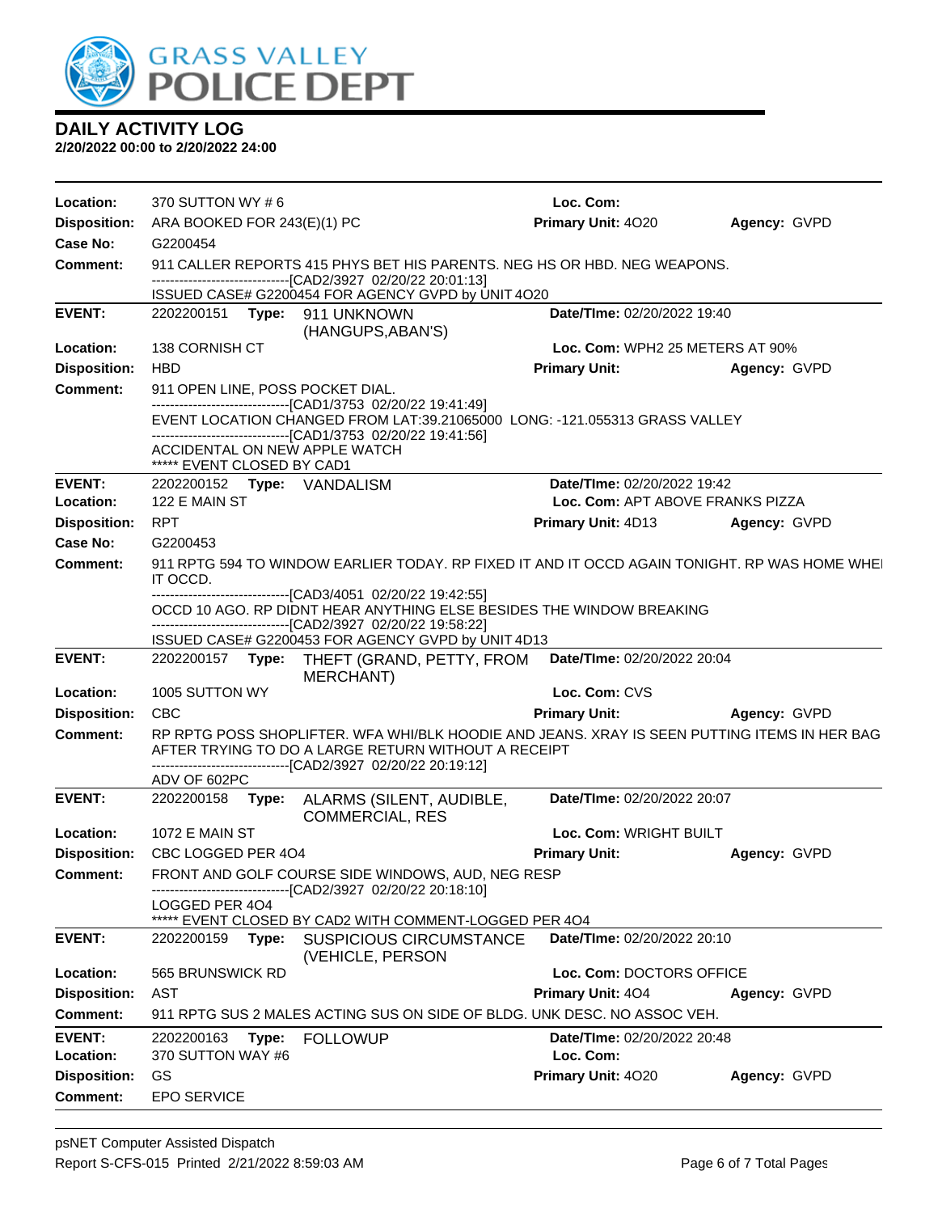**GRASS VALLEY POLICE DEPT**

## DAILY ACTIVITY LOG

**2/20/2022 00:00 to 2/20/2022 24:00**

**Location:** 370 SUTTON WY # 6 | **Loc. Com:**
**Disposition:** ARA BOOKED FOR 243(E)(1) PC | **Primary Unit:** 4O20 | **Agency:** GVPD
**Case No:** G2200454
**Comment:** 911 CALLER REPORTS 415 PHYS BET HIS PARENTS. NEG HS OR HBD. NEG WEAPONS.
------------------------------[CAD2/3927 02/20/22 20:01:13]
ISSUED CASE# G2200454 FOR AGENCY GVPD by UNIT 4O20

---

**EVENT:** 2202200151 **Type:** 911 UNKNOWN (HANGUPS,ABAN'S) | **Date/TIme:** 02/20/2022 19:40
**Location:** 138 CORNISH CT | **Loc. Com:** WPH2 25 METERS AT 90%
**Disposition:** HBD | **Primary Unit:** | **Agency:** GVPD
**Comment:** 911 OPEN LINE, POSS POCKET DIAL.
------------------------------[CAD1/3753 02/20/22 19:41:49]
EVENT LOCATION CHANGED FROM LAT:39.21065000 LONG: -121.055313 GRASS VALLEY
------------------------------[CAD1/3753 02/20/22 19:41:56]
ACCIDENTAL ON NEW APPLE WATCH
***** EVENT CLOSED BY CAD1

---

**EVENT:** 2202200152 **Type:** VANDALISM | **Date/TIme:** 02/20/2022 19:42
**Location:** 122 E MAIN ST | **Loc. Com:** APT ABOVE FRANKS PIZZA
**Disposition:** RPT | **Primary Unit:** 4D13 | **Agency:** GVPD
**Case No:** G2200453
**Comment:** 911 RPTG 594 TO WINDOW EARLIER TODAY. RP FIXED IT AND IT OCCD AGAIN TONIGHT. RP WAS HOME WHEI IT OCCD.
------------------------------[CAD3/4051 02/20/22 19:42:55]
OCCD 10 AGO. RP DIDNT HEAR ANYTHING ELSE BESIDES THE WINDOW BREAKING
------------------------------[CAD2/3927 02/20/22 19:58:22]
ISSUED CASE# G2200453 FOR AGENCY GVPD by UNIT 4D13

---

**EVENT:** 2202200157 **Type:** THEFT (GRAND, PETTY, FROM MERCHANT) | **Date/TIme:** 02/20/2022 20:04
**Location:** 1005 SUTTON WY | **Loc. Com:** CVS
**Disposition:** CBC | **Primary Unit:** | **Agency:** GVPD
**Comment:** RP RPTG POSS SHOPLIFTER. WFA WHI/BLK HOODIE AND JEANS. XRAY IS SEEN PUTTING ITEMS IN HER BAG AFTER TRYING TO DO A LARGE RETURN WITHOUT A RECEIPT
------------------------------[CAD2/3927 02/20/22 20:19:12]
ADV OF 602PC

---

**EVENT:** 2202200158 **Type:** ALARMS (SILENT, AUDIBLE, COMMERCIAL, RES | **Date/TIme:** 02/20/2022 20:07
**Location:** 1072 E MAIN ST | **Loc. Com:** WRIGHT BUILT
**Disposition:** CBC LOGGED PER 4O4 | **Primary Unit:** | **Agency:** GVPD
**Comment:** FRONT AND GOLF COURSE SIDE WINDOWS, AUD, NEG RESP
------------------------------[CAD2/3927 02/20/22 20:18:10]
LOGGED PER 4O4
***** EVENT CLOSED BY CAD2 WITH COMMENT-LOGGED PER 4O4

---

**EVENT:** 2202200159 **Type:** SUSPICIOUS CIRCUMSTANCE (VEHICLE, PERSON | **Date/TIme:** 02/20/2022 20:10
**Location:** 565 BRUNSWICK RD | **Loc. Com:** DOCTORS OFFICE
**Disposition:** AST | **Primary Unit:** 4O4 | **Agency:** GVPD
**Comment:** 911 RPTG SUS 2 MALES ACTING SUS ON SIDE OF BLDG. UNK DESC. NO ASSOC VEH.

---

**EVENT:** 2202200163 **Type:** FOLLOWUP | **Date/TIme:** 02/20/2022 20:48
**Location:** 370 SUTTON WAY #6 | **Loc. Com:**
**Disposition:** GS | **Primary Unit:** 4O20 | **Agency:** GVPD
**Comment:** EPO SERVICE

---

psNET Computer Assisted Dispatch
Report S-CFS-015 Printed 2/21/2022 8:59:03 AM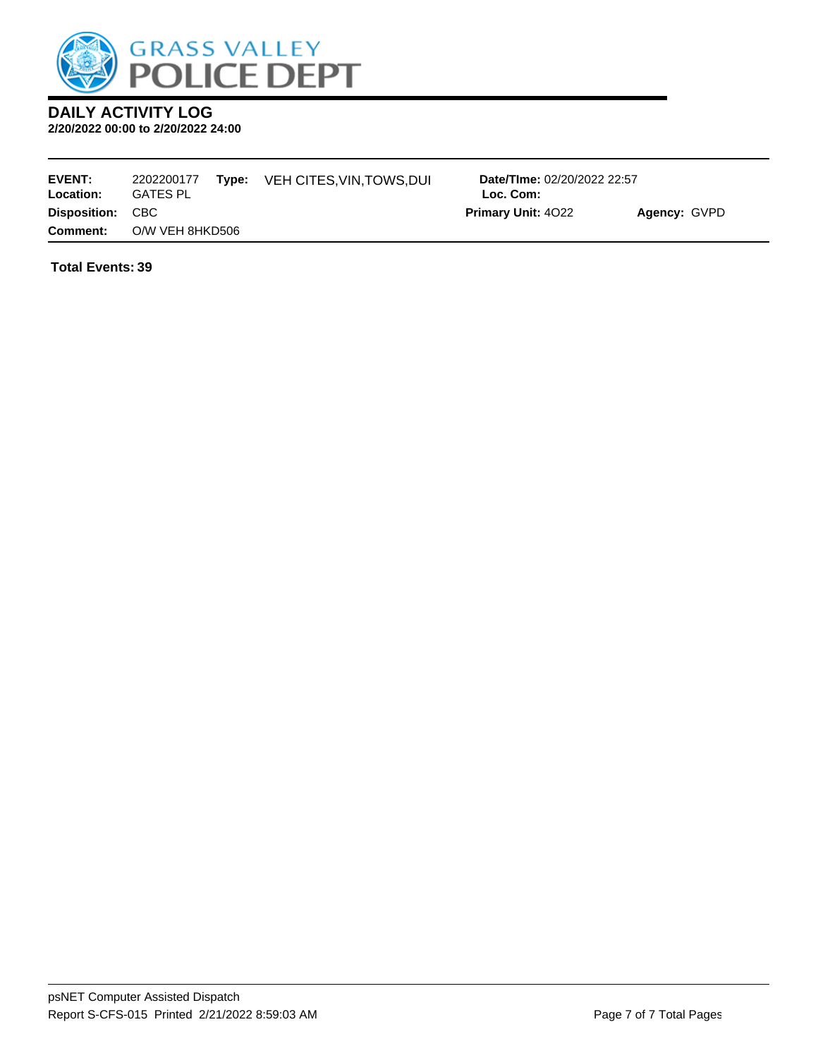# DAILY ACTIVITY LOG

**2/20/2022 00:00 to 2/20/2022 24:00**

| | | | | | |
|---|---|---|---|---|---|
| **EVENT:** | 2202200177 | **Type:** | VEH CITES,VIN,TOWS,DUI | **Date/TIme:** 02/20/2022 22:57 | |
| **Location:** | GATES PL | | | **Loc. Com:** | |
| **Disposition:** | CBC | | | **Primary Unit:** 4O22 | **Agency:** GVPD |
| **Comment:** | O/W VEH 8HKD506 | | | | |

**Total Events:** 39

psNET Computer Assisted Dispatch

Report S-CFS-015 Printed 2/21/2022 8:59:03 AM